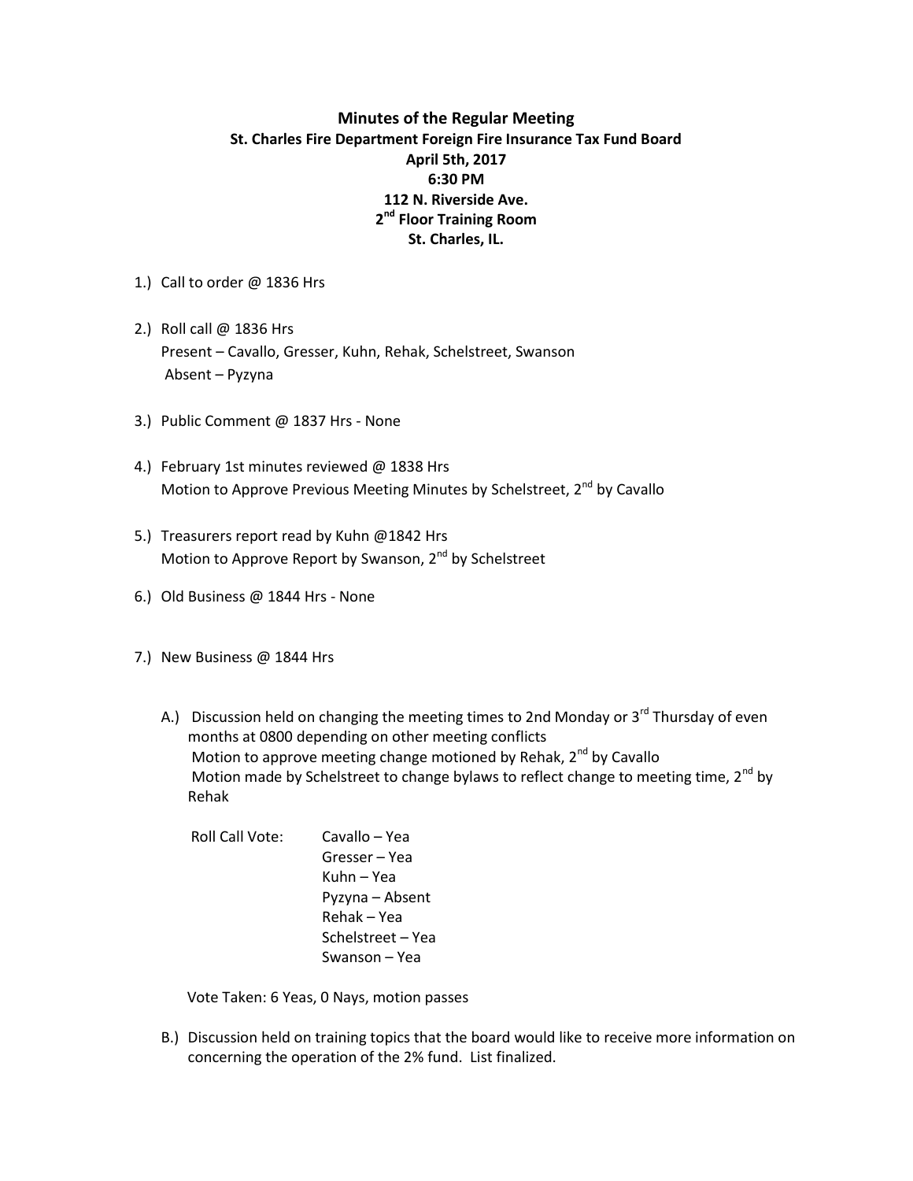**Minutes of the Regular Meeting**
**St. Charles Fire Department Foreign Fire Insurance Tax Fund Board**
**April 5th, 2017**
**6:30 PM**
**112 N. Riverside Ave.**
**2nd Floor Training Room**
**St. Charles, IL.**

1.) Call to order @ 1836 Hrs

2.) Roll call @ 1836 Hrs
Present – Cavallo, Gresser, Kuhn, Rehak, Schelstreet, Swanson
Absent – Pyzyna

3.) Public Comment @ 1837 Hrs - None

4.) February 1st minutes reviewed @ 1838 Hrs
Motion to Approve Previous Meeting Minutes by Schelstreet, 2nd by Cavallo

5.) Treasurers report read by Kuhn @1842 Hrs
Motion to Approve Report by Swanson, 2nd by Schelstreet

6.) Old Business @ 1844 Hrs - None

7.) New Business @ 1844 Hrs

A.) Discussion held on changing the meeting times to 2nd Monday or 3rd Thursday of even months at 0800 depending on other meeting conflicts
Motion to approve meeting change motioned by Rehak, 2nd by Cavallo
Motion made by Schelstreet to change bylaws to reflect change to meeting time, 2nd by Rehak

Roll Call Vote:
Cavallo – Yea
Gresser – Yea
Kuhn – Yea
Pyzyna – Absent
Rehak – Yea
Schelstreet – Yea
Swanson – Yea

Vote Taken: 6 Yeas, 0 Nays, motion passes

B.) Discussion held on training topics that the board would like to receive more information on concerning the operation of the 2% fund. List finalized.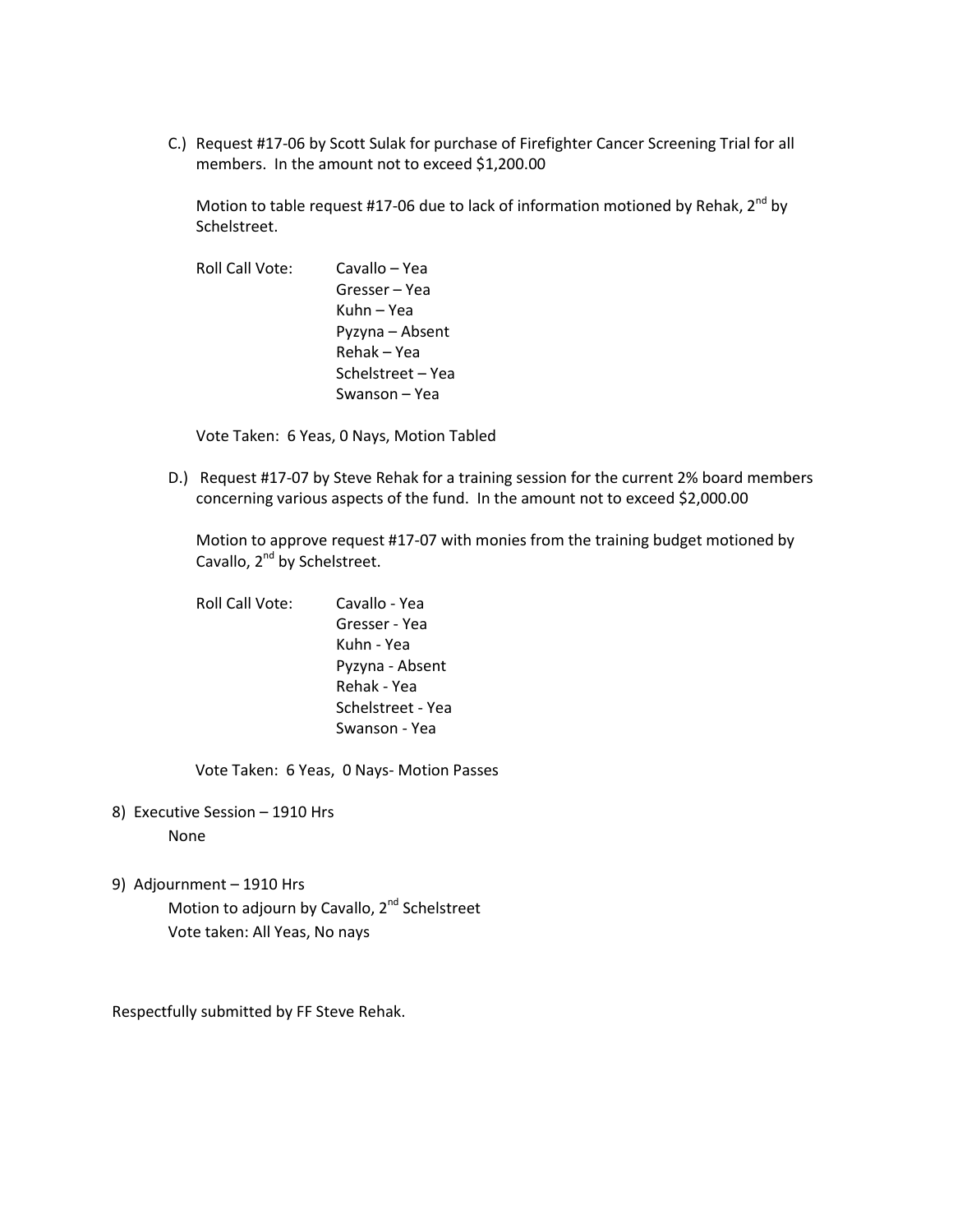C.) Request #17-06 by Scott Sulak for purchase of Firefighter Cancer Screening Trial for all members. In the amount not to exceed $1,200.00

Motion to table request #17-06 due to lack of information motioned by Rehak, 2nd by Schelstreet.

Roll Call Vote:
- Cavallo – Yea
- Gresser – Yea
- Kuhn – Yea
- Pyzyna – Absent
- Rehak – Yea
- Schelstreet – Yea
- Swanson – Yea

Vote Taken: 6 Yeas, 0 Nays, Motion Tabled

D.) Request #17-07 by Steve Rehak for a training session for the current 2% board members concerning various aspects of the fund. In the amount not to exceed $2,000.00

Motion to approve request #17-07 with monies from the training budget motioned by Cavallo, 2nd by Schelstreet.

Roll Call Vote:
- Cavallo - Yea
- Gresser - Yea
- Kuhn - Yea
- Pyzyna - Absent
- Rehak - Yea
- Schelstreet - Yea
- Swanson - Yea

Vote Taken: 6 Yeas, 0 Nays- Motion Passes

8) Executive Session – 1910 Hrs

None

9) Adjournment – 1910 Hrs

Motion to adjourn by Cavallo, 2nd Schelstreet

Vote taken: All Yeas, No nays

Respectfully submitted by FF Steve Rehak.